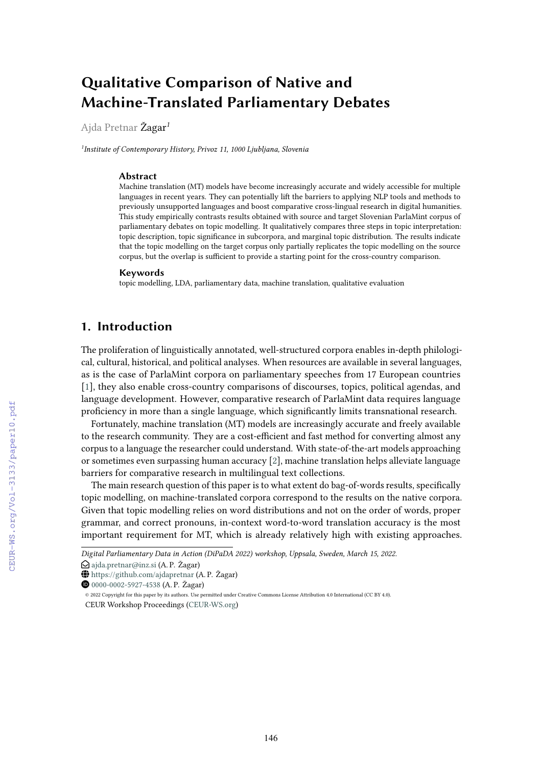# Qualitative Comparison of Native and Machine-Translated Parliamentary Debates

Ajda Pretnar Žagar[1]

[1]*Institute of Contemporary History, Privoz 11, 1000 Ljubljana, Slovenia*

### Abstract

Machine translation (MT) models have become increasingly accurate and widely accessible for multiple languages in recent years. They can potentially lift the barriers to applying NLP tools and methods to previously unsupported languages and boost comparative cross-lingual research in digital humanities. This study empirically contrasts results obtained with source and target Slovenian ParlaMint corpus of parliamentary debates on topic modelling. It qualitatively compares three steps in topic interpretation: topic description, topic significance in subcorpora, and marginal topic distribution. The results indicate that the topic modelling on the target corpus only partially replicates the topic modelling on the source corpus, but the overlap is sufficient to provide a starting point for the cross-country comparison.

### Keywords

topic modelling, LDA, parliamentary data, machine translation, qualitative evaluation

## 1. Introduction

The proliferation of linguistically annotated, well-structured corpora enables in-depth philological, cultural, historical, and political analyses. When resources are available in several languages, as is the case of ParlaMint corpora on parliamentary speeches from 17 European countries [1], they also enable cross-country comparisons of discourses, topics, political agendas, and language development. However, comparative research of ParlaMint data requires language proficiency in more than a single language, which significantly limits transnational research.

Fortunately, machine translation (MT) models are increasingly accurate and freely available to the research community. They are a cost-efficient and fast method for converting almost any corpus to a language the researcher could understand. With state-of-the-art models approaching or sometimes even surpassing human accuracy [2], machine translation helps alleviate language barriers for comparative research in multilingual text collections.

The main research question of this paper is to what extent do bag-of-words results, specifically topic modelling, on machine-translated corpora correspond to the results on the native corpora. Given that topic modelling relies on word distributions and not on the order of words, proper grammar, and correct pronouns, in-context word-to-word translation accuracy is the most important requirement for MT, which is already relatively high with existing approaches.

---

*Digital Parliamentary Data in Action (DiPaDA 2022) workshop, Uppsala, Sweden, March 15, 2022.*
ajda.pretnar@inz.si (A. P. Žagar)
https://github.com/ajdapretnar (A. P. Žagar)
0000-0002-5927-4538 (A. P. Žagar)
© 2022 Copyright for this paper by its authors. Use permitted under Creative Commons License Attribution 4.0 International (CC BY 4.0).
CEUR Workshop Proceedings (CEUR-WS.org)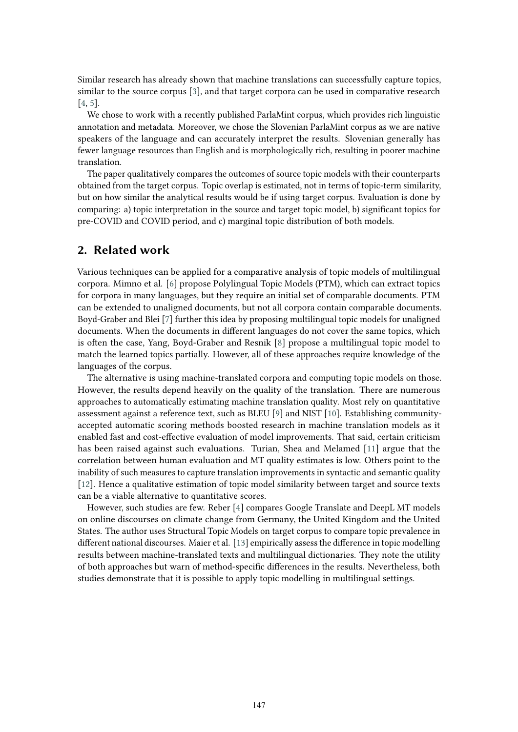Similar research has already shown that machine translations can successfully capture topics, similar to the source corpus [3], and that target corpora can be used in comparative research [4, 5].

We chose to work with a recently published ParlaMint corpus, which provides rich linguistic annotation and metadata. Moreover, we chose the Slovenian ParlaMint corpus as we are native speakers of the language and can accurately interpret the results. Slovenian generally has fewer language resources than English and is morphologically rich, resulting in poorer machine translation.

The paper qualitatively compares the outcomes of source topic models with their counterparts obtained from the target corpus. Topic overlap is estimated, not in terms of topic-term similarity, but on how similar the analytical results would be if using target corpus. Evaluation is done by comparing: a) topic interpretation in the source and target topic model, b) significant topics for pre-COVID and COVID period, and c) marginal topic distribution of both models.

## 2. Related work

Various techniques can be applied for a comparative analysis of topic models of multilingual corpora. Mimno et al. [6] propose Polylingual Topic Models (PTM), which can extract topics for corpora in many languages, but they require an initial set of comparable documents. PTM can be extended to unaligned documents, but not all corpora contain comparable documents. Boyd-Graber and Blei [7] further this idea by proposing multilingual topic models for unaligned documents. When the documents in different languages do not cover the same topics, which is often the case, Yang, Boyd-Graber and Resnik [8] propose a multilingual topic model to match the learned topics partially. However, all of these approaches require knowledge of the languages of the corpus.

The alternative is using machine-translated corpora and computing topic models on those. However, the results depend heavily on the quality of the translation. There are numerous approaches to automatically estimating machine translation quality. Most rely on quantitative assessment against a reference text, such as BLEU [9] and NIST [10]. Establishing community-accepted automatic scoring methods boosted research in machine translation models as it enabled fast and cost-effective evaluation of model improvements. That said, certain criticism has been raised against such evaluations. Turian, Shea and Melamed [11] argue that the correlation between human evaluation and MT quality estimates is low. Others point to the inability of such measures to capture translation improvements in syntactic and semantic quality [12]. Hence a qualitative estimation of topic model similarity between target and source texts can be a viable alternative to quantitative scores.

However, such studies are few. Reber [4] compares Google Translate and DeepL MT models on online discourses on climate change from Germany, the United Kingdom and the United States. The author uses Structural Topic Models on target corpus to compare topic prevalence in different national discourses. Maier et al. [13] empirically assess the difference in topic modelling results between machine-translated texts and multilingual dictionaries. They note the utility of both approaches but warn of method-specific differences in the results. Nevertheless, both studies demonstrate that it is possible to apply topic modelling in multilingual settings.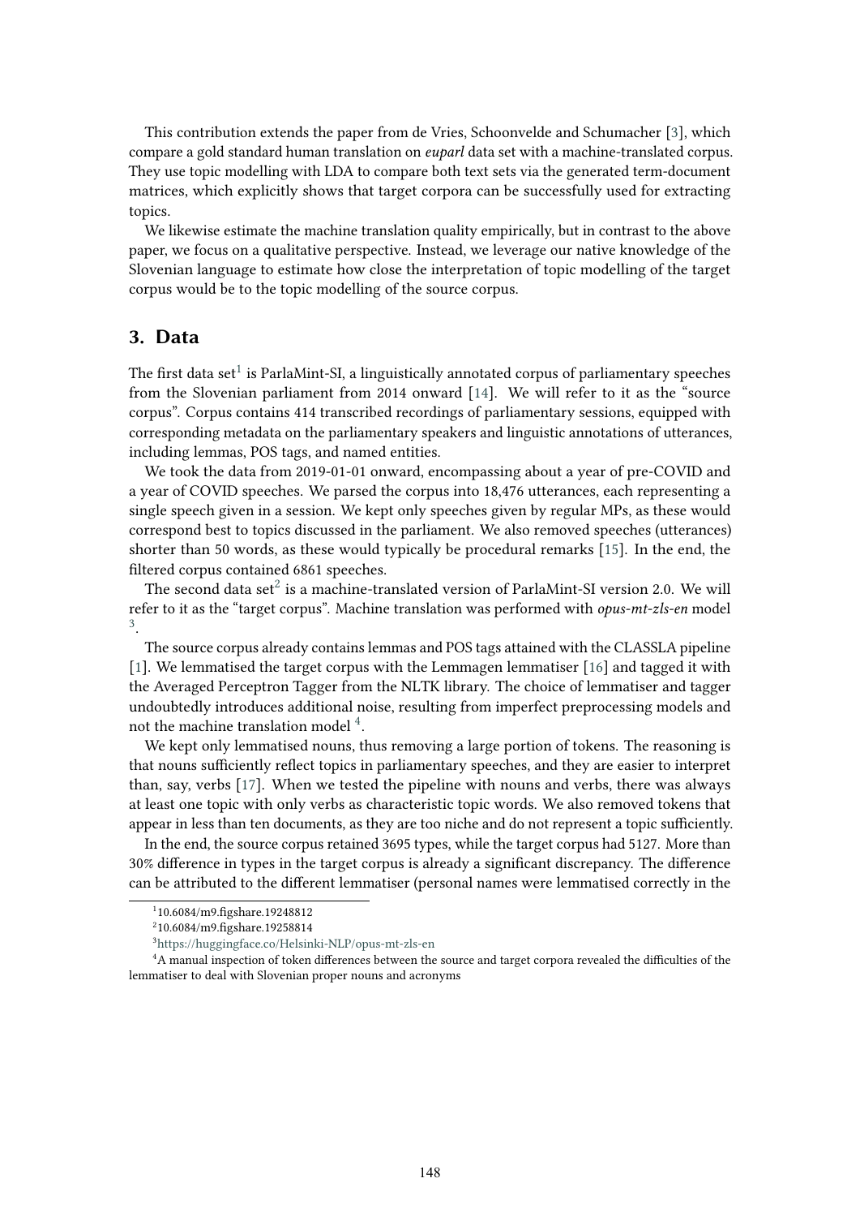This contribution extends the paper from de Vries, Schoonvelde and Schumacher [3], which compare a gold standard human translation on *euparl* data set with a machine-translated corpus. They use topic modelling with LDA to compare both text sets via the generated term-document matrices, which explicitly shows that target corpora can be successfully used for extracting topics.

We likewise estimate the machine translation quality empirically, but in contrast to the above paper, we focus on a qualitative perspective. Instead, we leverage our native knowledge of the Slovenian language to estimate how close the interpretation of topic modelling of the target corpus would be to the topic modelling of the source corpus.

## 3. Data

The first data set[1] is ParlaMint-SI, a linguistically annotated corpus of parliamentary speeches from the Slovenian parliament from 2014 onward [14]. We will refer to it as the "source corpus". Corpus contains 414 transcribed recordings of parliamentary sessions, equipped with corresponding metadata on the parliamentary speakers and linguistic annotations of utterances, including lemmas, POS tags, and named entities.

We took the data from 2019-01-01 onward, encompassing about a year of pre-COVID and a year of COVID speeches. We parsed the corpus into 18,476 utterances, each representing a single speech given in a session. We kept only speeches given by regular MPs, as these would correspond best to topics discussed in the parliament. We also removed speeches (utterances) shorter than 50 words, as these would typically be procedural remarks [15]. In the end, the filtered corpus contained 6861 speeches.

The second data set[2] is a machine-translated version of ParlaMint-SI version 2.0. We will refer to it as the "target corpus". Machine translation was performed with *opus-mt-zls-en* model [3].

The source corpus already contains lemmas and POS tags attained with the CLASSLA pipeline [1]. We lemmatised the target corpus with the Lemmagen lemmatiser [16] and tagged it with the Averaged Perceptron Tagger from the NLTK library. The choice of lemmatiser and tagger undoubtedly introduces additional noise, resulting from imperfect preprocessing models and not the machine translation model [4].

We kept only lemmatised nouns, thus removing a large portion of tokens. The reasoning is that nouns sufficiently reflect topics in parliamentary speeches, and they are easier to interpret than, say, verbs [17]. When we tested the pipeline with nouns and verbs, there was always at least one topic with only verbs as characteristic topic words. We also removed tokens that appear in less than ten documents, as they are too niche and do not represent a topic sufficiently.

In the end, the source corpus retained 3695 types, while the target corpus had 5127. More than 30% difference in types in the target corpus is already a significant discrepancy. The difference can be attributed to the different lemmatiser (personal names were lemmatised correctly in the

---

[1] 10.6084/m9.figshare.19248812

[2] 10.6084/m9.figshare.19258814

[3] https://huggingface.co/Helsinki-NLP/opus-mt-zls-en

[4] A manual inspection of token differences between the source and target corpora revealed the difficulties of the lemmatiser to deal with Slovenian proper nouns and acronyms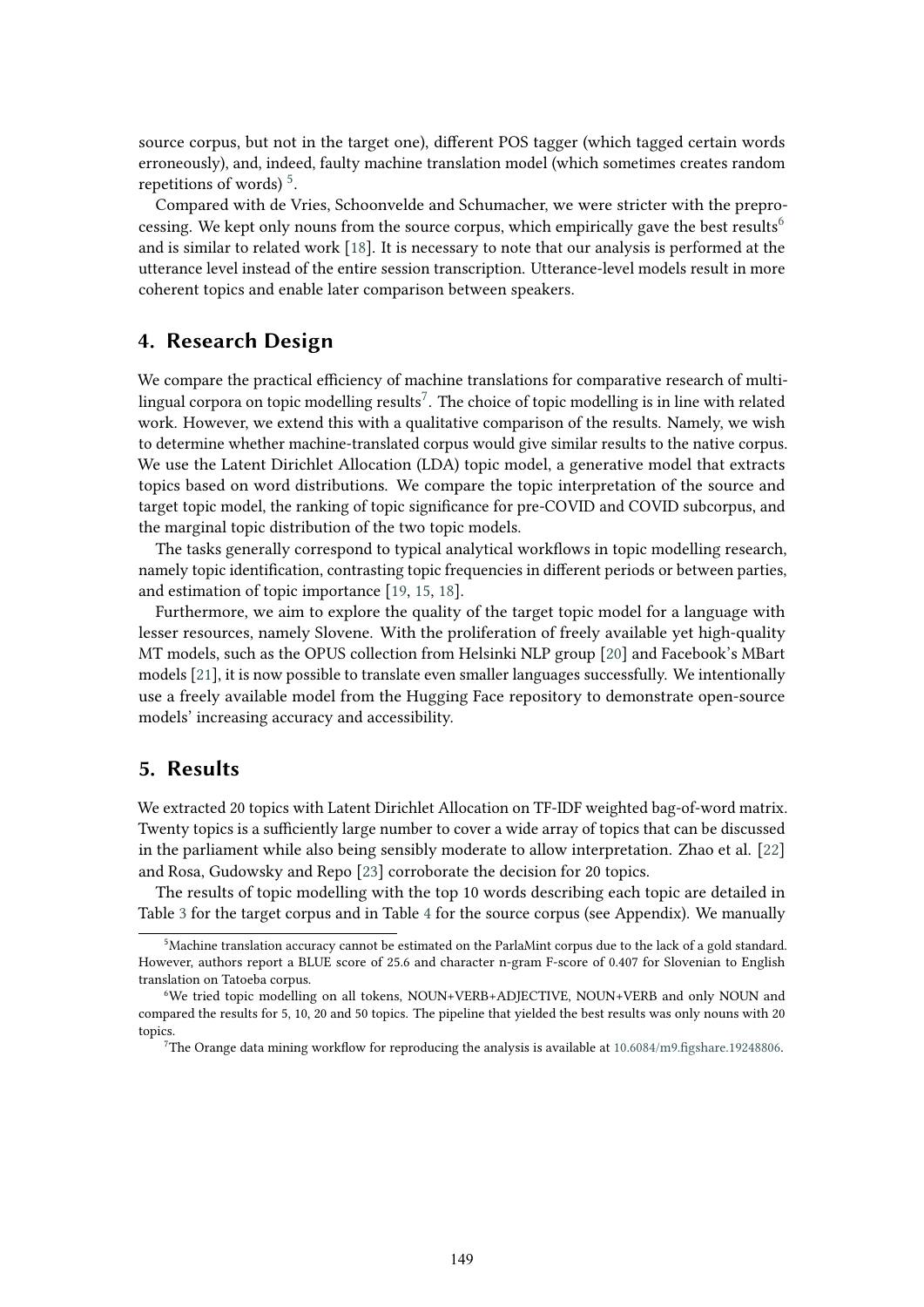source corpus, but not in the target one), different POS tagger (which tagged certain words erroneously), and, indeed, faulty machine translation model (which sometimes creates random repetitions of words) [5].

Compared with de Vries, Schoonvelde and Schumacher, we were stricter with the preprocessing. We kept only nouns from the source corpus, which empirically gave the best results[6] and is similar to related work [18]. It is necessary to note that our analysis is performed at the utterance level instead of the entire session transcription. Utterance-level models result in more coherent topics and enable later comparison between speakers.

## 4. Research Design

We compare the practical efficiency of machine translations for comparative research of multilingual corpora on topic modelling results[7]. The choice of topic modelling is in line with related work. However, we extend this with a qualitative comparison of the results. Namely, we wish to determine whether machine-translated corpus would give similar results to the native corpus. We use the Latent Dirichlet Allocation (LDA) topic model, a generative model that extracts topics based on word distributions. We compare the topic interpretation of the source and target topic model, the ranking of topic significance for pre-COVID and COVID subcorpus, and the marginal topic distribution of the two topic models.

The tasks generally correspond to typical analytical workflows in topic modelling research, namely topic identification, contrasting topic frequencies in different periods or between parties, and estimation of topic importance [19, 15, 18].

Furthermore, we aim to explore the quality of the target topic model for a language with lesser resources, namely Slovene. With the proliferation of freely available yet high-quality MT models, such as the OPUS collection from Helsinki NLP group [20] and Facebook's MBart models [21], it is now possible to translate even smaller languages successfully. We intentionally use a freely available model from the Hugging Face repository to demonstrate open-source models' increasing accuracy and accessibility.

## 5. Results

We extracted 20 topics with Latent Dirichlet Allocation on TF-IDF weighted bag-of-word matrix. Twenty topics is a sufficiently large number to cover a wide array of topics that can be discussed in the parliament while also being sensibly moderate to allow interpretation. Zhao et al. [22] and Rosa, Gudowsky and Repo [23] corroborate the decision for 20 topics.

The results of topic modelling with the top 10 words describing each topic are detailed in Table 3 for the target corpus and in Table 4 for the source corpus (see Appendix). We manually

---

[5] Machine translation accuracy cannot be estimated on the ParlaMint corpus due to the lack of a gold standard. However, authors report a BLUE score of 25.6 and character n-gram F-score of 0.407 for Slovenian to English translation on Tatoeba corpus.

[6] We tried topic modelling on all tokens, NOUN+VERB+ADJECTIVE, NOUN+VERB and only NOUN and compared the results for 5, 10, 20 and 50 topics. The pipeline that yielded the best results was only nouns with 20 topics.

[7] The Orange data mining workflow for reproducing the analysis is available at 10.6084/m9.figshare.19248806.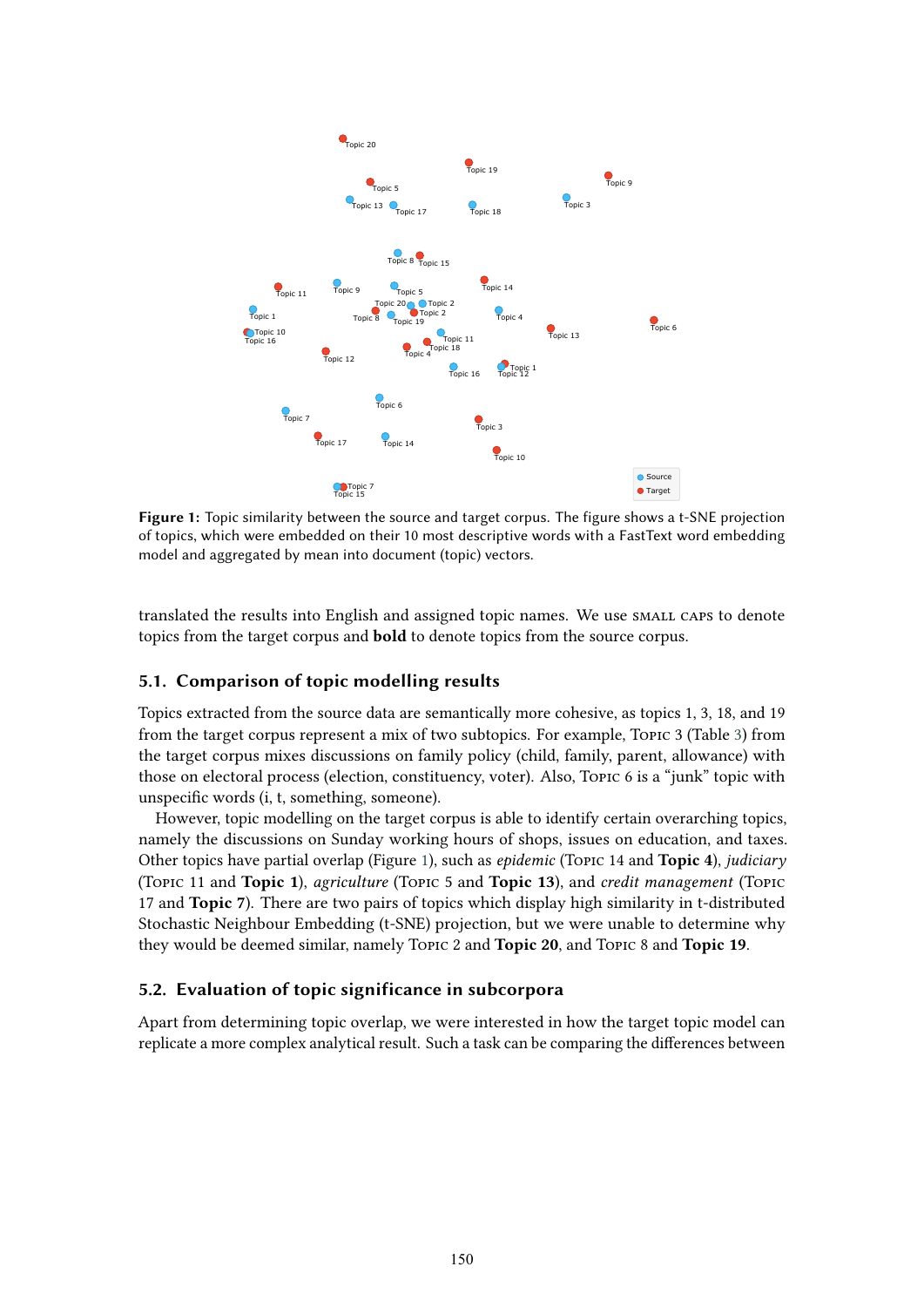**Figure 1:** Topic similarity between the source and target corpus. The figure shows a t-SNE projection of topics, which were embedded on their 10 most descriptive words with a FastText word embedding model and aggregated by mean into document (topic) vectors.

translated the results into English and assigned topic names. We use SMALL CAPS to denote topics from the target corpus and **bold** to denote topics from the source corpus.

## 5.1. Comparison of topic modelling results

Topics extracted from the source data are semantically more cohesive, as topics 1, 3, 18, and 19 from the target corpus represent a mix of two subtopics. For example, TOPIC 3 (Table 3) from the target corpus mixes discussions on family policy (child, family, parent, allowance) with those on electoral process (election, constituency, voter). Also, TOPIC 6 is a "junk" topic with unspecific words (i, t, something, someone).

However, topic modelling on the target corpus is able to identify certain overarching topics, namely the discussions on Sunday working hours of shops, issues on education, and taxes. Other topics have partial overlap (Figure 1), such as *epidemic* (TOPIC 14 and **Topic 4**), *judiciary* (TOPIC 11 and **Topic 1**), *agriculture* (TOPIC 5 and **Topic 13**), and *credit management* (TOPIC 17 and **Topic 7**). There are two pairs of topics which display high similarity in t-distributed Stochastic Neighbour Embedding (t-SNE) projection, but we were unable to determine why they would be deemed similar, namely TOPIC 2 and **Topic 20**, and TOPIC 8 and **Topic 19**.

## 5.2. Evaluation of topic significance in subcorpora

Apart from determining topic overlap, we were interested in how the target topic model can replicate a more complex analytical result. Such a task can be comparing the differences between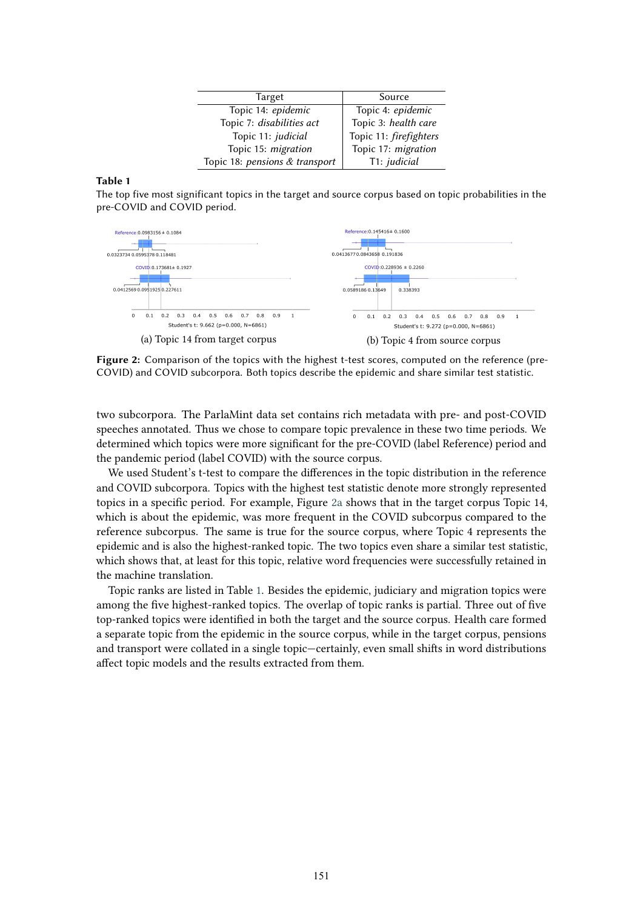| Target | Source |
|---|---|
| Topic 14: *epidemic* | Topic 4: *epidemic* |
| Topic 7: *disabilities act* | Topic 3: *health care* |
| Topic 11: *judicial* | Topic 11: *firefighters* |
| Topic 15: *migration* | Topic 17: *migration* |
| Topic 18: *pensions & transport* | T1: *judicial* |

**Table 1**

The top five most significant topics in the target and source corpus based on topic probabilities in the pre-COVID and COVID period.

(a) Topic 14 from target corpus

(b) Topic 4 from source corpus

**Figure 2:** Comparison of the topics with the highest t-test scores, computed on the reference (pre-COVID) and COVID subcorpora. Both topics describe the epidemic and share similar test statistic.

two subcorpora. The ParlaMint data set contains rich metadata with pre- and post-COVID speeches annotated. Thus we chose to compare topic prevalence in these two time periods. We determined which topics were more significant for the pre-COVID (label Reference) period and the pandemic period (label COVID) with the source corpus.

We used Student's t-test to compare the differences in the topic distribution in the reference and COVID subcorpora. Topics with the highest test statistic denote more strongly represented topics in a specific period. For example, Figure 2a shows that in the target corpus Topic 14, which is about the epidemic, was more frequent in the COVID subcorpus compared to the reference subcorpus. The same is true for the source corpus, where Topic 4 represents the epidemic and is also the highest-ranked topic. The two topics even share a similar test statistic, which shows that, at least for this topic, relative word frequencies were successfully retained in the machine translation.

Topic ranks are listed in Table 1. Besides the epidemic, judiciary and migration topics were among the five highest-ranked topics. The overlap of topic ranks is partial. Three out of five top-ranked topics were identified in both the target and the source corpus. Health care formed a separate topic from the epidemic in the source corpus, while in the target corpus, pensions and transport were collated in a single topic—certainly, even small shifts in word distributions affect topic models and the results extracted from them.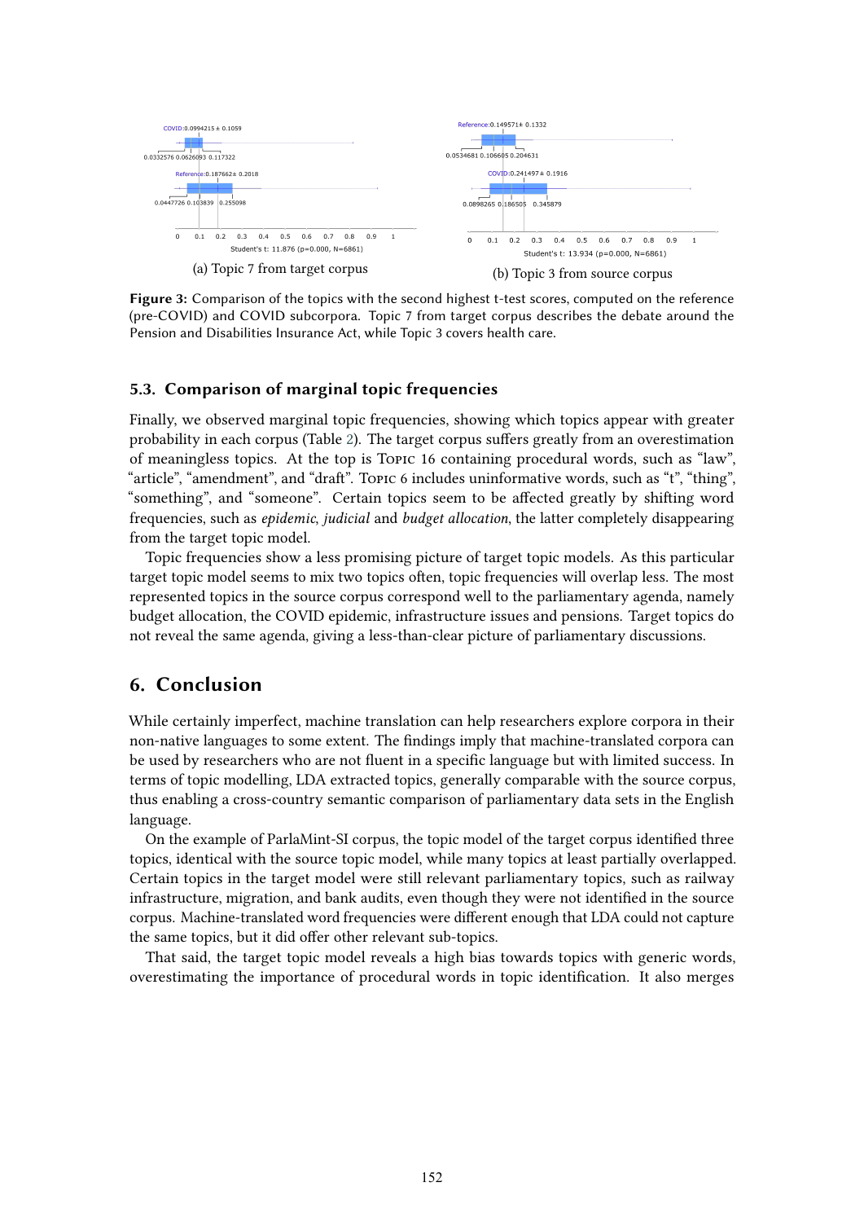(a) Topic 7 from target corpus

(b) Topic 3 from source corpus

**Figure 3:** Comparison of the topics with the second highest t-test scores, computed on the reference (pre-COVID) and COVID subcorpora. Topic 7 from target corpus describes the debate around the Pension and Disabilities Insurance Act, while Topic 3 covers health care.

### 5.3. Comparison of marginal topic frequencies

Finally, we observed marginal topic frequencies, showing which topics appear with greater probability in each corpus (Table 2). The target corpus suffers greatly from an overestimation of meaningless topics. At the top is Topic 16 containing procedural words, such as "law", "article", "amendment", and "draft". Topic 6 includes uninformative words, such as "t", "thing", "something", and "someone". Certain topics seem to be affected greatly by shifting word frequencies, such as *epidemic*, *judicial* and *budget allocation*, the latter completely disappearing from the target topic model.

Topic frequencies show a less promising picture of target topic models. As this particular target topic model seems to mix two topics often, topic frequencies will overlap less. The most represented topics in the source corpus correspond well to the parliamentary agenda, namely budget allocation, the COVID epidemic, infrastructure issues and pensions. Target topics do not reveal the same agenda, giving a less-than-clear picture of parliamentary discussions.

## 6. Conclusion

While certainly imperfect, machine translation can help researchers explore corpora in their non-native languages to some extent. The findings imply that machine-translated corpora can be used by researchers who are not fluent in a specific language but with limited success. In terms of topic modelling, LDA extracted topics, generally comparable with the source corpus, thus enabling a cross-country semantic comparison of parliamentary data sets in the English language.

On the example of ParlaMint-SI corpus, the topic model of the target corpus identified three topics, identical with the source topic model, while many topics at least partially overlapped. Certain topics in the target model were still relevant parliamentary topics, such as railway infrastructure, migration, and bank audits, even though they were not identified in the source corpus. Machine-translated word frequencies were different enough that LDA could not capture the same topics, but it did offer other relevant sub-topics.

That said, the target topic model reveals a high bias towards topics with generic words, overestimating the importance of procedural words in topic identification. It also merges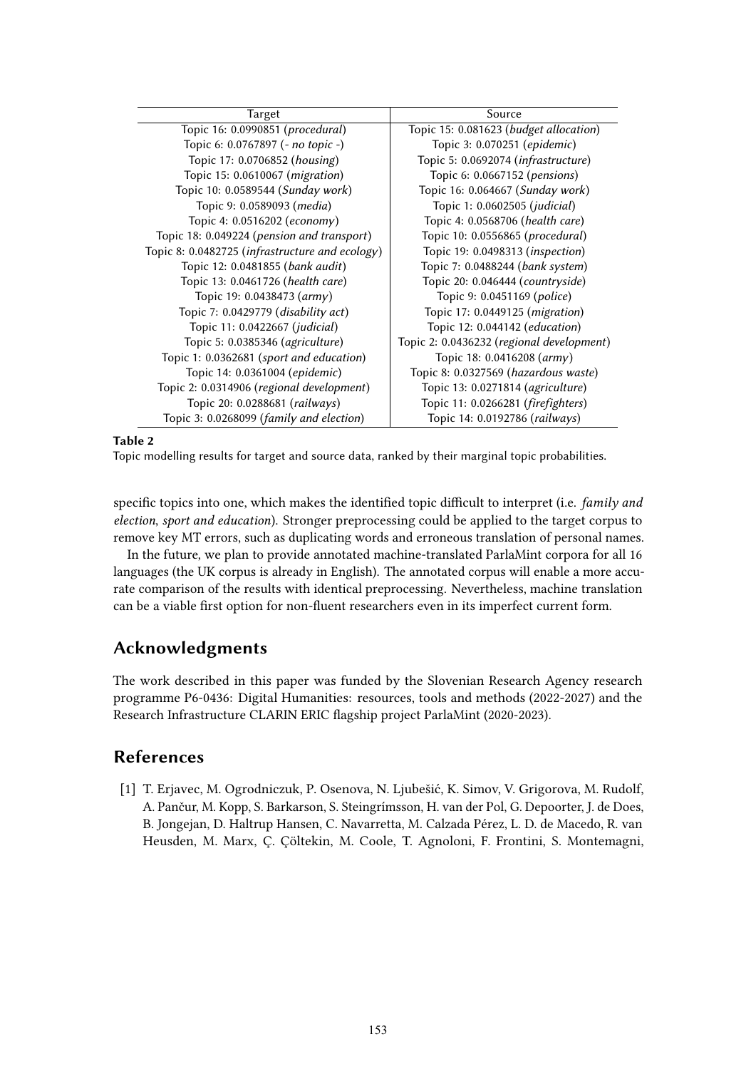| Target | Source |
| --- | --- |
| Topic 16: 0.0990851 (*procedural*) | Topic 15: 0.081623 (*budget allocation*) |
| Topic 6: 0.0767897 (- *no topic* -) | Topic 3: 0.070251 (*epidemic*) |
| Topic 17: 0.0706852 (*housing*) | Topic 5: 0.0692074 (*infrastructure*) |
| Topic 15: 0.0610067 (*migration*) | Topic 6: 0.0667152 (*pensions*) |
| Topic 10: 0.0589544 (*Sunday work*) | Topic 16: 0.064667 (*Sunday work*) |
| Topic 9: 0.0589093 (*media*) | Topic 1: 0.0602505 (*judicial*) |
| Topic 4: 0.0516202 (*economy*) | Topic 4: 0.0568706 (*health care*) |
| Topic 18: 0.049224 (*pension and transport*) | Topic 10: 0.0556865 (*procedural*) |
| Topic 8: 0.0482725 (*infrastructure and ecology*) | Topic 19: 0.0498313 (*inspection*) |
| Topic 12: 0.0481855 (*bank audit*) | Topic 7: 0.0488244 (*bank system*) |
| Topic 13: 0.0461726 (*health care*) | Topic 20: 0.046444 (*countryside*) |
| Topic 19: 0.0438473 (*army*) | Topic 9: 0.0451169 (*police*) |
| Topic 7: 0.0429779 (*disability act*) | Topic 17: 0.0449125 (*migration*) |
| Topic 11: 0.0422667 (*judicial*) | Topic 12: 0.044142 (*education*) |
| Topic 5: 0.0385346 (*agriculture*) | Topic 2: 0.0436232 (*regional development*) |
| Topic 1: 0.0362681 (*sport and education*) | Topic 18: 0.0416208 (*army*) |
| Topic 14: 0.0361004 (*epidemic*) | Topic 8: 0.0327569 (*hazardous waste*) |
| Topic 2: 0.0314906 (*regional development*) | Topic 13: 0.0271814 (*agriculture*) |
| Topic 20: 0.0288681 (*railways*) | Topic 11: 0.0266281 (*firefighters*) |
| Topic 3: 0.0268099 (*family and election*) | Topic 14: 0.0192786 (*railways*) |

**Table 2**

Topic modelling results for target and source data, ranked by their marginal topic probabilities.

specific topics into one, which makes the identified topic difficult to interpret (i.e. *family and election*, *sport and education*). Stronger preprocessing could be applied to the target corpus to remove key MT errors, such as duplicating words and erroneous translation of personal names.

In the future, we plan to provide annotated machine-translated ParlaMint corpora for all 16 languages (the UK corpus is already in English). The annotated corpus will enable a more accurate comparison of the results with identical preprocessing. Nevertheless, machine translation can be a viable first option for non-fluent researchers even in its imperfect current form.

## Acknowledgments

The work described in this paper was funded by the Slovenian Research Agency research programme P6-0436: Digital Humanities: resources, tools and methods (2022-2027) and the Research Infrastructure CLARIN ERIC flagship project ParlaMint (2020-2023).

## References

[1] T. Erjavec, M. Ogrodniczuk, P. Osenova, N. Ljubešić, K. Simov, V. Grigorova, M. Rudolf, A. Pančur, M. Kopp, S. Barkarson, S. Steingrímsson, H. van der Pol, G. Depoorter, J. de Does, B. Jongejan, D. Haltrup Hansen, C. Navarretta, M. Calzada Pérez, L. D. de Macedo, R. van Heusden, M. Marx, Ç. Çöltekin, M. Coole, T. Agnoloni, F. Frontini, S. Montemagni,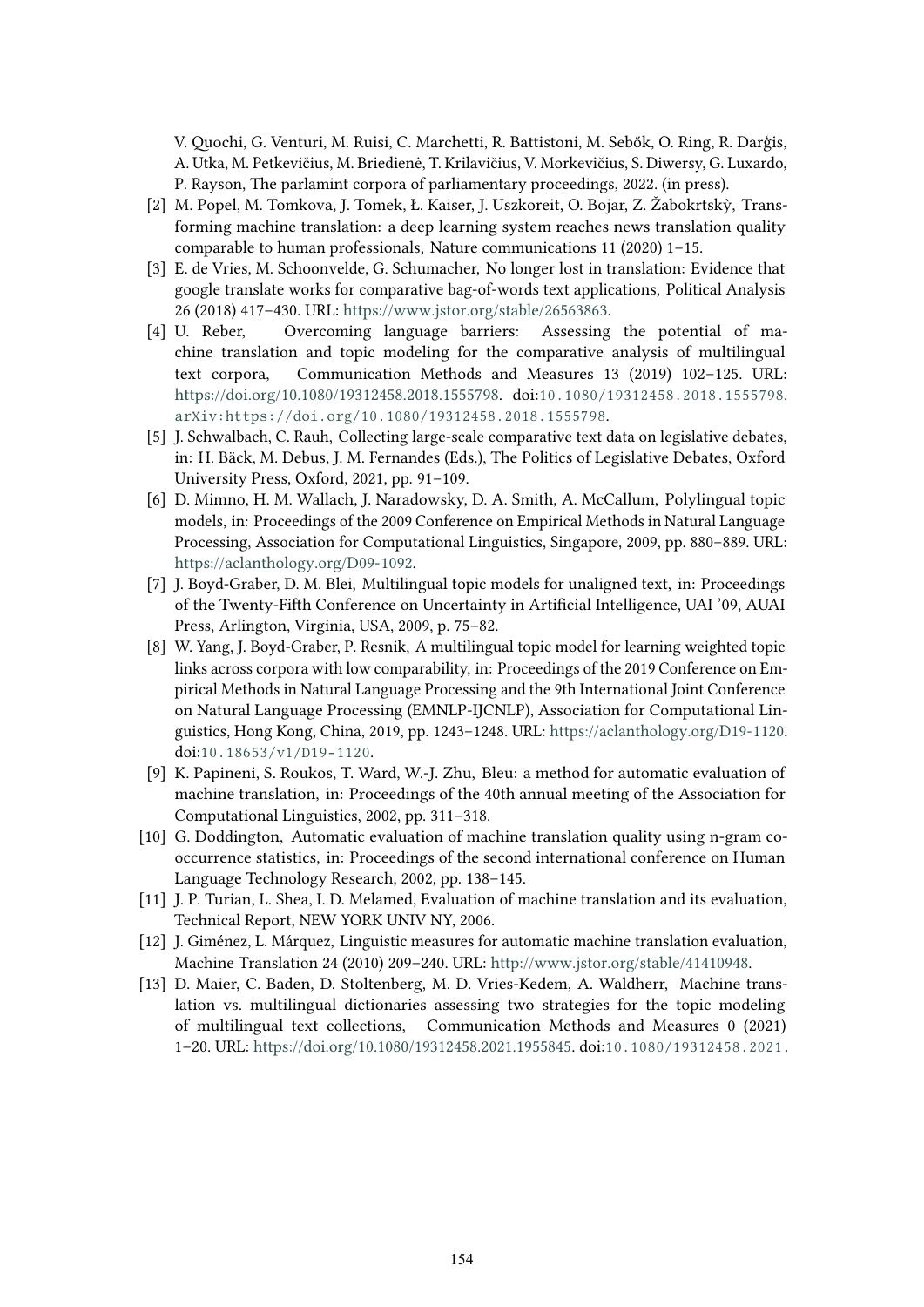V. Quochi, G. Venturi, M. Ruisi, C. Marchetti, R. Battistoni, M. Sebők, O. Ring, R. Darģis, A. Utka, M. Petkevičius, M. Briedienė, T. Krilavičius, V. Morkevičius, S. Diwersy, G. Luxardo, P. Rayson, The parlamint corpora of parliamentary proceedings, 2022. (in press).

[2] M. Popel, M. Tomkova, J. Tomek, Ł. Kaiser, J. Uszkoreit, O. Bojar, Z. Žabokrtskỳ, Transforming machine translation: a deep learning system reaches news translation quality comparable to human professionals, Nature communications 11 (2020) 1–15.

[3] E. de Vries, M. Schoonvelde, G. Schumacher, No longer lost in translation: Evidence that google translate works for comparative bag-of-words text applications, Political Analysis 26 (2018) 417–430. URL: https://www.jstor.org/stable/26563863.

[4] U. Reber, Overcoming language barriers: Assessing the potential of machine translation and topic modeling for the comparative analysis of multilingual text corpora, Communication Methods and Measures 13 (2019) 102–125. URL: https://doi.org/10.1080/19312458.2018.1555798. doi:10.1080/19312458.2018.1555798. arXiv:https://doi.org/10.1080/19312458.2018.1555798.

[5] J. Schwalbach, C. Rauh, Collecting large-scale comparative text data on legislative debates, in: H. Bäck, M. Debus, J. M. Fernandes (Eds.), The Politics of Legislative Debates, Oxford University Press, Oxford, 2021, pp. 91–109.

[6] D. Mimno, H. M. Wallach, J. Naradowsky, D. A. Smith, A. McCallum, Polylingual topic models, in: Proceedings of the 2009 Conference on Empirical Methods in Natural Language Processing, Association for Computational Linguistics, Singapore, 2009, pp. 880–889. URL: https://aclanthology.org/D09-1092.

[7] J. Boyd-Graber, D. M. Blei, Multilingual topic models for unaligned text, in: Proceedings of the Twenty-Fifth Conference on Uncertainty in Artificial Intelligence, UAI '09, AUAI Press, Arlington, Virginia, USA, 2009, p. 75–82.

[8] W. Yang, J. Boyd-Graber, P. Resnik, A multilingual topic model for learning weighted topic links across corpora with low comparability, in: Proceedings of the 2019 Conference on Empirical Methods in Natural Language Processing and the 9th International Joint Conference on Natural Language Processing (EMNLP-IJCNLP), Association for Computational Linguistics, Hong Kong, China, 2019, pp. 1243–1248. URL: https://aclanthology.org/D19-1120. doi:10.18653/v1/D19-1120.

[9] K. Papineni, S. Roukos, T. Ward, W.-J. Zhu, Bleu: a method for automatic evaluation of machine translation, in: Proceedings of the 40th annual meeting of the Association for Computational Linguistics, 2002, pp. 311–318.

[10] G. Doddington, Automatic evaluation of machine translation quality using n-gram co-occurrence statistics, in: Proceedings of the second international conference on Human Language Technology Research, 2002, pp. 138–145.

[11] J. P. Turian, L. Shea, I. D. Melamed, Evaluation of machine translation and its evaluation, Technical Report, NEW YORK UNIV NY, 2006.

[12] J. Giménez, L. Màrquez, Linguistic measures for automatic machine translation evaluation, Machine Translation 24 (2010) 209–240. URL: http://www.jstor.org/stable/41410948.

[13] D. Maier, C. Baden, D. Stoltenberg, M. D. Vries-Kedem, A. Waldherr, Machine translation vs. multilingual dictionaries assessing two strategies for the topic modeling of multilingual text collections, Communication Methods and Measures 0 (2021) 1–20. URL: https://doi.org/10.1080/19312458.2021.1955845. doi:10.1080/19312458.2021.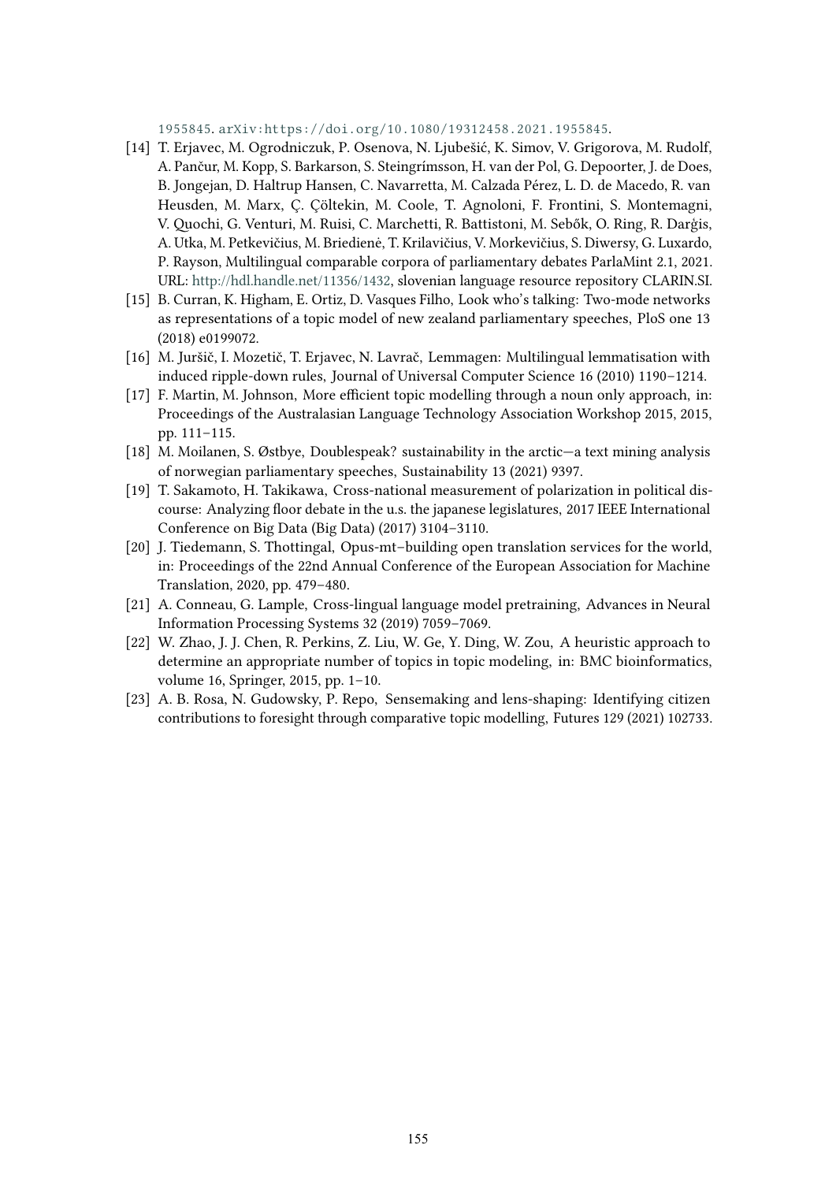1955845. arXiv:https://doi.org/10.1080/19312458.2021.1955845.

[14] T. Erjavec, M. Ogrodniczuk, P. Osenova, N. Ljubešić, K. Simov, V. Grigorova, M. Rudolf, A. Pančur, M. Kopp, S. Barkarson, S. Steingrímsson, H. van der Pol, G. Depoorter, J. de Does, B. Jongejan, D. Haltrup Hansen, C. Navarretta, M. Calzada Pérez, L. D. de Macedo, R. van Heusden, M. Marx, Ç. Çöltekin, M. Coole, T. Agnoloni, F. Frontini, S. Montemagni, V. Quochi, G. Venturi, M. Ruisi, C. Marchetti, R. Battistoni, M. Sebők, O. Ring, R. Darģis, A. Utka, M. Petkevičius, M. Briedienė, T. Krilavičius, V. Morkevičius, S. Diwersy, G. Luxardo, P. Rayson, Multilingual comparable corpora of parliamentary debates ParlaMint 2.1, 2021. URL: http://hdl.handle.net/11356/1432, slovenian language resource repository CLARIN.SI.

[15] B. Curran, K. Higham, E. Ortiz, D. Vasques Filho, Look who's talking: Two-mode networks as representations of a topic model of new zealand parliamentary speeches, PloS one 13 (2018) e0199072.

[16] M. Juršič, I. Mozetič, T. Erjavec, N. Lavrač, Lemmagen: Multilingual lemmatisation with induced ripple-down rules, Journal of Universal Computer Science 16 (2010) 1190–1214.

[17] F. Martin, M. Johnson, More efficient topic modelling through a noun only approach, in: Proceedings of the Australasian Language Technology Association Workshop 2015, 2015, pp. 111–115.

[18] M. Moilanen, S. Østbye, Doublespeak? sustainability in the arctic—a text mining analysis of norwegian parliamentary speeches, Sustainability 13 (2021) 9397.

[19] T. Sakamoto, H. Takikawa, Cross-national measurement of polarization in political discourse: Analyzing floor debate in the u.s. the japanese legislatures, 2017 IEEE International Conference on Big Data (Big Data) (2017) 3104–3110.

[20] J. Tiedemann, S. Thottingal, Opus-mt–building open translation services for the world, in: Proceedings of the 22nd Annual Conference of the European Association for Machine Translation, 2020, pp. 479–480.

[21] A. Conneau, G. Lample, Cross-lingual language model pretraining, Advances in Neural Information Processing Systems 32 (2019) 7059–7069.

[22] W. Zhao, J. J. Chen, R. Perkins, Z. Liu, W. Ge, Y. Ding, W. Zou, A heuristic approach to determine an appropriate number of topics in topic modeling, in: BMC bioinformatics, volume 16, Springer, 2015, pp. 1–10.

[23] A. B. Rosa, N. Gudowsky, P. Repo, Sensemaking and lens-shaping: Identifying citizen contributions to foresight through comparative topic modelling, Futures 129 (2021) 102733.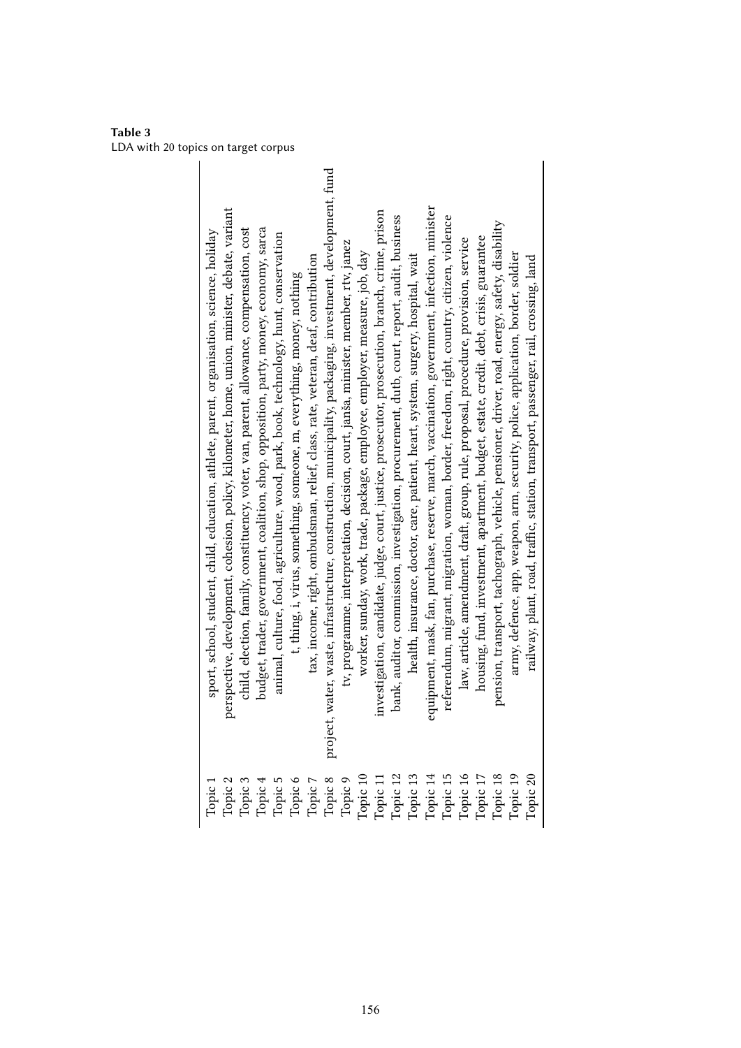**Table 3**
LDA with 20 topics on target corpus

| | |
|---|---|
| Topic 1 | sport, school, student, child, education, athlete, parent, organisation, science, holiday |
| Topic 2 | perspective, development, cohesion, policy, kilometer, home, union, minister, debate, variant |
| Topic 3 | child, election, family, constituency, voter, van, parent, allowance, compensation, cost |
| Topic 4 | budget, trader, government, coalition, shop, opposition, party, money, economy, sarca |
| Topic 5 | animal, culture, food, agriculture, wood, park, book, technology, hunt, conservation |
| Topic 6 | t, thing, i, virus, something, someone, m, everything, money, nothing |
| Topic 7 | tax, income, right, ombudsman, relief, class, rate, veteran, deaf, contribution |
| Topic 8 | project, water, waste, infrastructure, construction, municipality, packaging, investment, development, fund |
| Topic 9 | tv, programme, interpretation, decision, court, janša, minister, member, rtv, janez |
| Topic 10 | worker, sunday, work, trade, package, employee, employer, measure, job, day |
| Topic 11 | investigation, candidate, judge, court, justice, prosecutor, prosecution, branch, crime, prison |
| Topic 12 | bank, auditor, commission, investigation, procurement, dutb, court, report, audit, business |
| Topic 13 | health, insurance, doctor, care, patient, heart, system, surgery, hospital, wait |
| Topic 14 | equipment, mask, fan, purchase, reserve, march, vaccination, government, infection, minister |
| Topic 15 | referendum, migrant, migration, woman, border, freedom, right, country, citizen, violence |
| Topic 16 | law, article, amendment, draft, group, rule, proposal, procedure, provision, service |
| Topic 17 | housing, fund, investment, apartment, budget, estate, credit, debt, crisis, guarantee |
| Topic 18 | pension, transport, tachograph, vehicle, pensioner, driver, road, energy, safety, disability |
| Topic 19 | army, defence, app, weapon, arm, security, police, application, border, soldier |
| Topic 20 | railway, plant, road, traffic, station, transport, passenger, rail, crossing, land |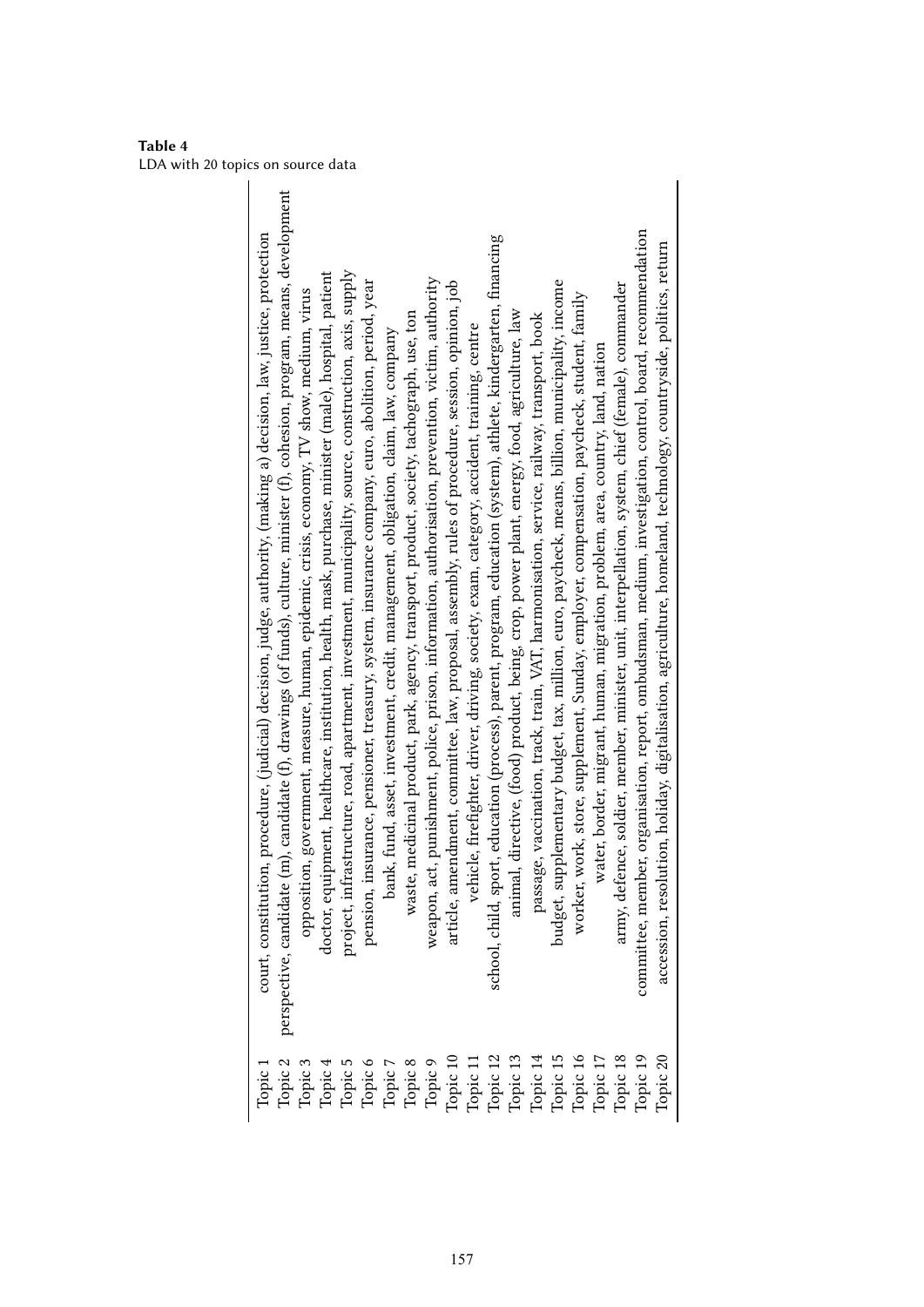**Table 4**
LDA with 20 topics on source data

| | |
|---|---|
| Topic 1 | court, constitution, procedure, (judicial) decision, judge, authority, (making a) decision, law, justice, protection |
| Topic 2 | perspective, candidate (m), candidate (f), drawings (of funds), culture, minister (f), cohesion, program, means, development |
| Topic 3 | opposition, government, measure, human, epidemic, crisis, economy, TV show, medium, virus |
| Topic 4 | doctor, equipment, healthcare, institution, health, mask, purchase, minister (male), hospital, patient |
| Topic 5 | project, infrastructure, road, apartment, investment, municipality, source, construction, axis, supply |
| Topic 6 | pension, insurance, pensioner, treasury, system, insurance company, euro, abolition, period, year |
| Topic 7 | bank, fund, asset, investment, credit, management, obligation, claim, law, company |
| Topic 8 | waste, medicinal product, park, agency, transport, product, society, tachograph, use, ton |
| Topic 9 | weapon, act, punishment, police, prison, information, authorisation, prevention, victim, authority |
| Topic 10 | article, amendment, committee, law, proposal, assembly, rules of procedure, session, opinion, job |
| Topic 11 | vehicle, firefighter, driver, driving, society, exam, category, accident, training, centre |
| Topic 12 | school, child, sport, education (process), parent, program, education (system), athlete, kindergarten, financing |
| Topic 13 | animal, directive, (food) product, being, crop, power plant, energy, food, agriculture, law |
| Topic 14 | passage, vaccination, track, train, VAT, harmonisation, service, railway, transport, book |
| Topic 15 | budget, supplementary budget, tax, million, euro, paycheck, means, billion, municipality, income |
| Topic 16 | worker, work, store, supplement, Sunday, employer, compensation, paycheck, student, family |
| Topic 17 | water, border, migrant, human, migration, problem, area, country, land, nation |
| Topic 18 | army, defence, soldier, member, minister, unit, interpellation, system, chief (female), commander |
| Topic 19 | committee, member, organisation, report, ombudsman, medium, investigation, control, board, recommendation |
| Topic 20 | accession, resolution, holiday, digitalisation, agriculture, homeland, technology, countryside, politics, return |